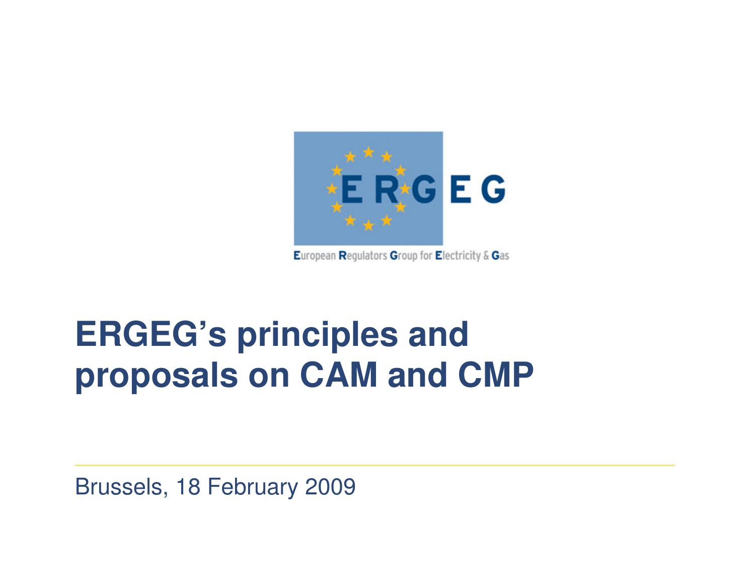ERGEG

European Regulators Group for Electricity & Gas

# ERGEG's principles and proposals on CAM and CMP

Brussels, 18 February 2009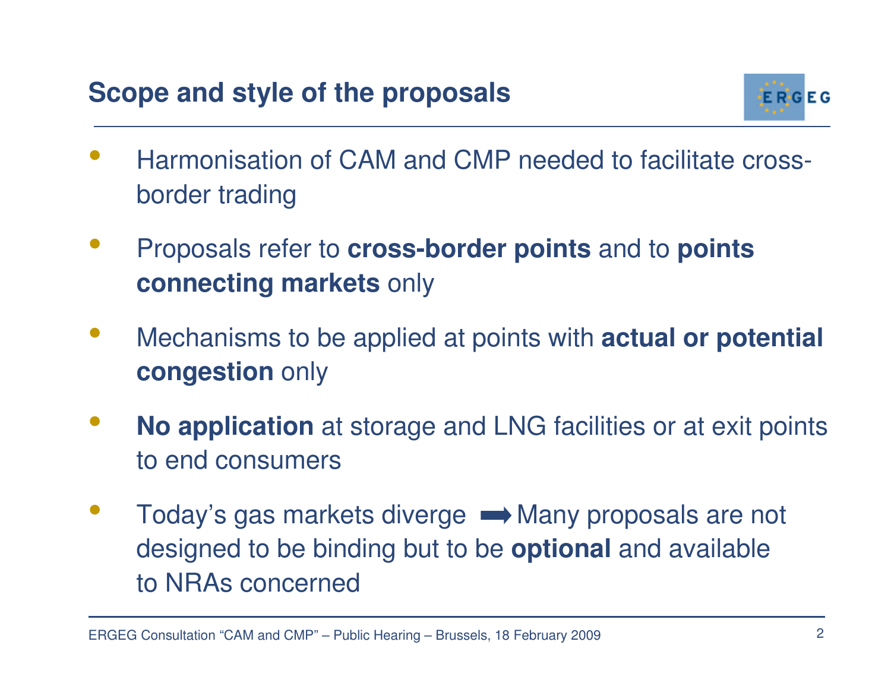## Scope and style of the proposals

- Harmonisation of CAM and CMP needed to facilitate cross-border trading
- Proposals refer to **cross-border points** and to **points connecting markets** only
- Mechanisms to be applied at points with **actual or potential congestion** only
- **No application** at storage and LNG facilities or at exit points to end consumers
- Today's gas markets diverge ➡ Many proposals are not designed to be binding but to be **optional** and available to NRAs concerned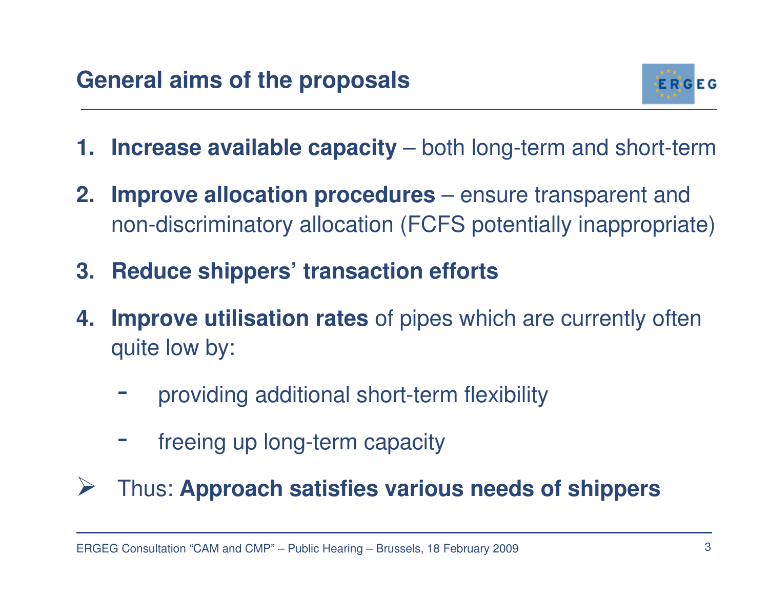## General aims of the proposals

1. **Increase available capacity** – both long-term and short-term
2. **Improve allocation procedures** – ensure transparent and non-discriminatory allocation (FCFS potentially inappropriate)
3. **Reduce shippers' transaction efforts**
4. **Improve utilisation rates** of pipes which are currently often quite low by:
   - providing additional short-term flexibility
   - freeing up long-term capacity

➢ Thus: **Approach satisfies various needs of shippers**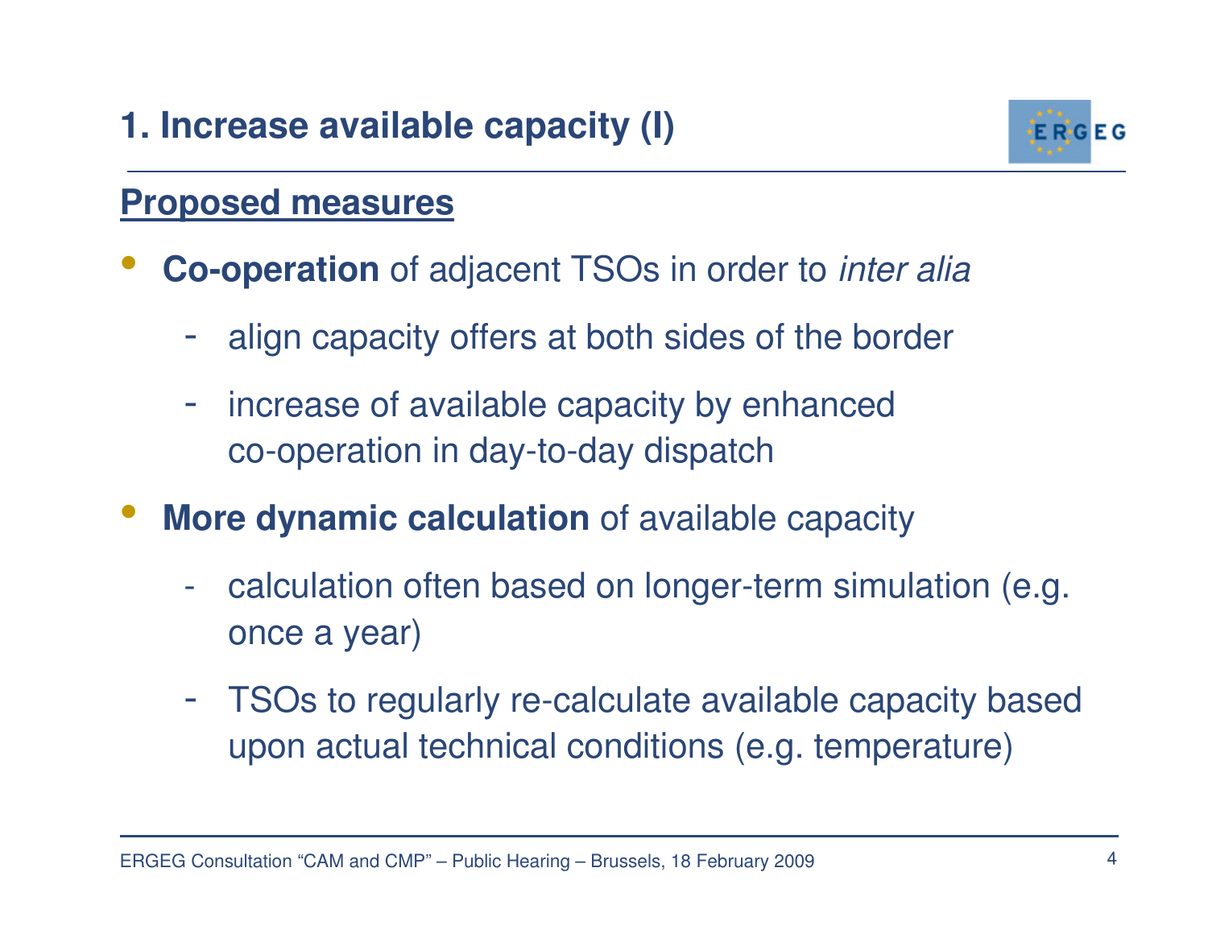# 1. Increase available capacity (I)

**Proposed measures**

- **Co-operation** of adjacent TSOs in order to *inter alia*
  - align capacity offers at both sides of the border
  - increase of available capacity by enhanced co-operation in day-to-day dispatch
- **More dynamic calculation** of available capacity
  - calculation often based on longer-term simulation (e.g. once a year)
  - TSOs to regularly re-calculate available capacity based upon actual technical conditions (e.g. temperature)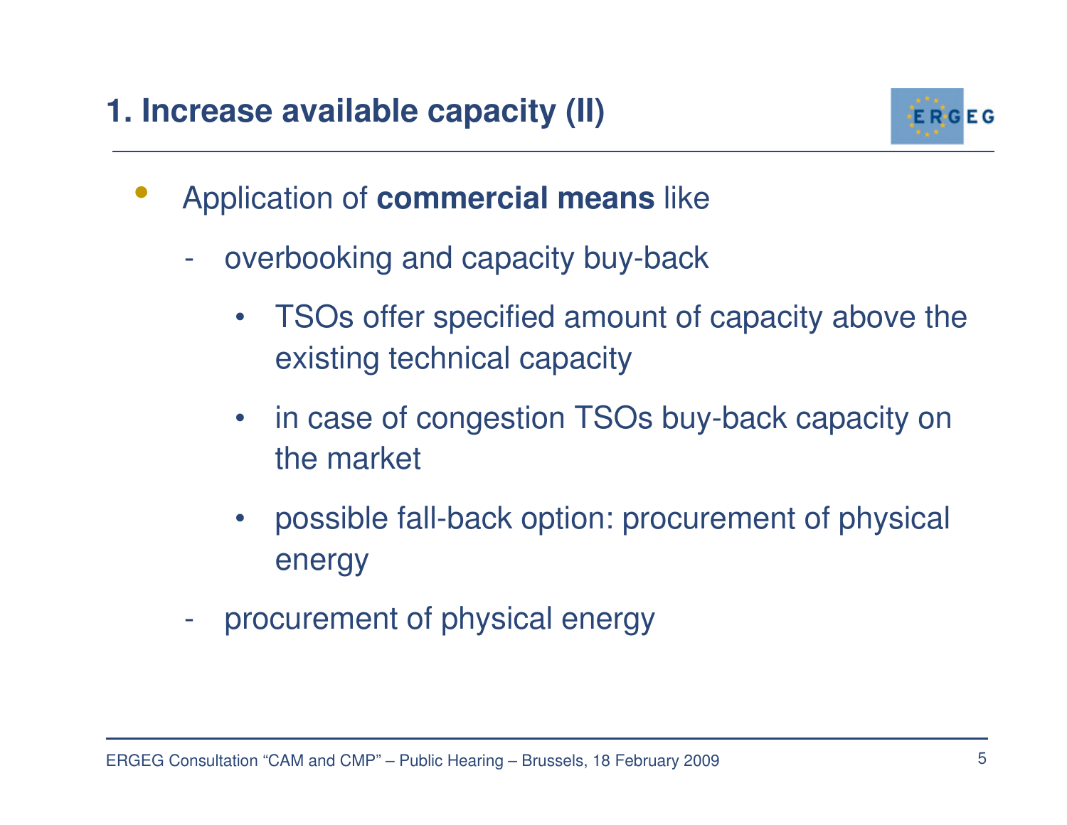# 1. Increase available capacity (II)

- Application of **commercial means** like
  - overbooking and capacity buy-back
    - TSOs offer specified amount of capacity above the existing technical capacity
    - in case of congestion TSOs buy-back capacity on the market
    - possible fall-back option: procurement of physical energy
  - procurement of physical energy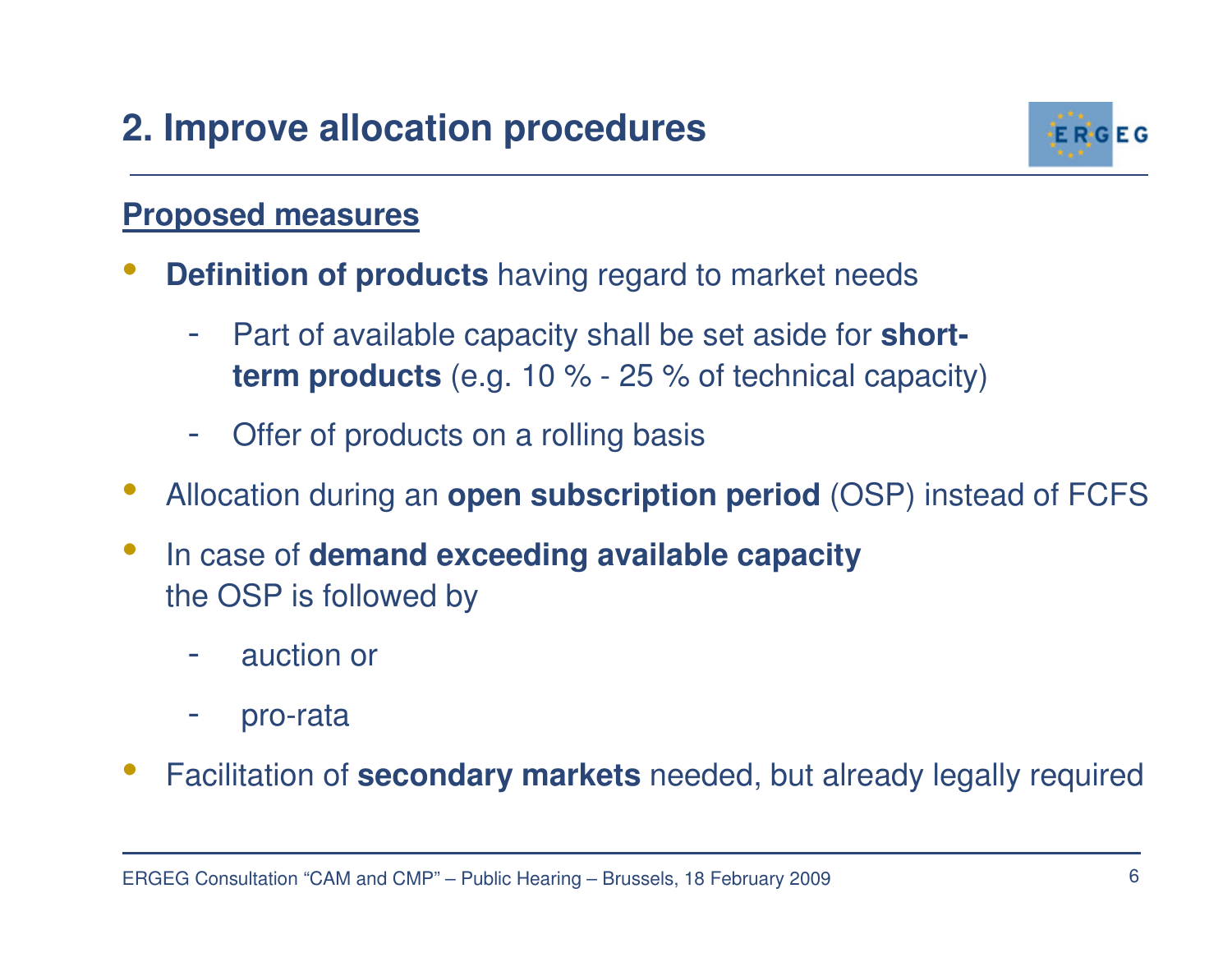## 2. Improve allocation procedures

**Proposed measures**

- **Definition of products** having regard to market needs
  - Part of available capacity shall be set aside for **short-term products** (e.g. 10 % - 25 % of technical capacity)
  - Offer of products on a rolling basis
- Allocation during an **open subscription period** (OSP) instead of FCFS
- In case of **demand exceeding available capacity** the OSP is followed by
  - auction or
  - pro-rata
- Facilitation of **secondary markets** needed, but already legally required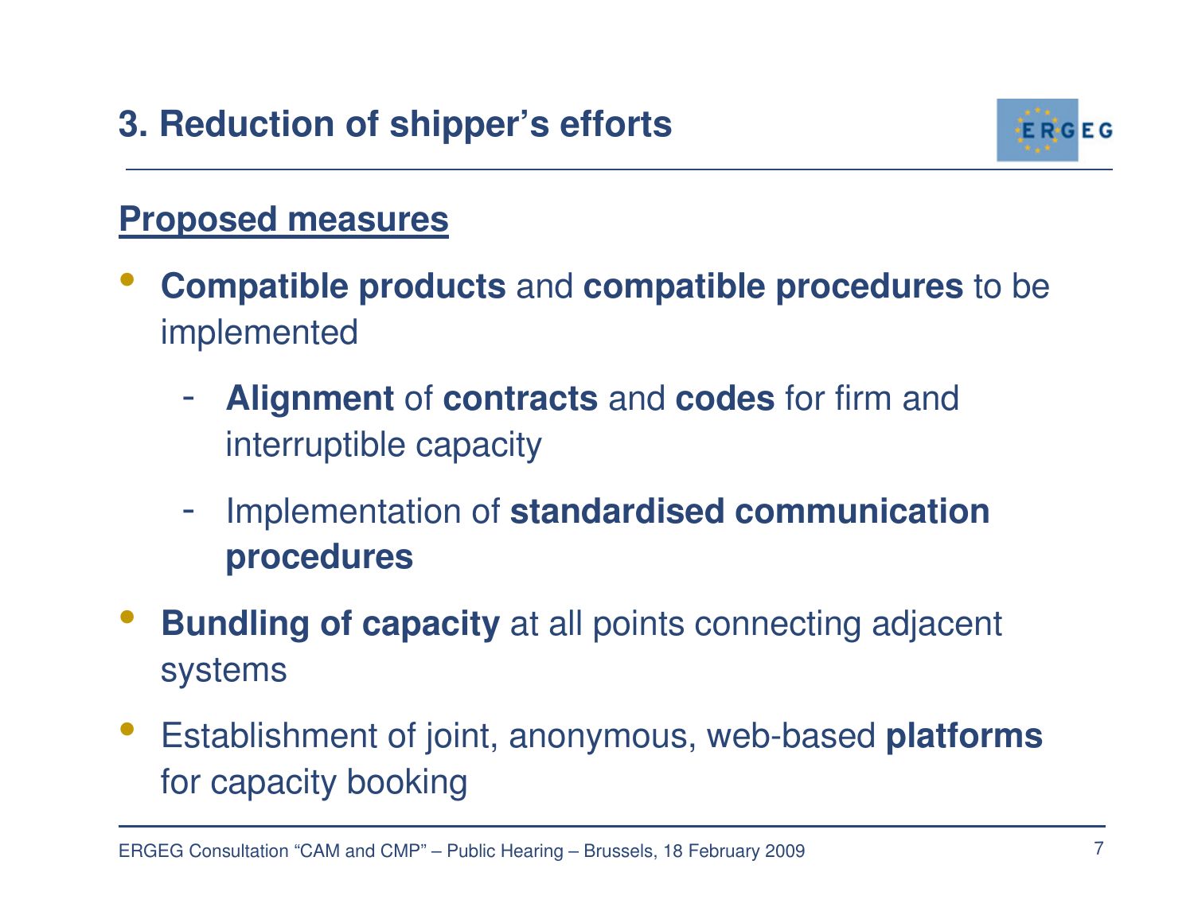## 3. Reduction of shipper's efforts

**Proposed measures**

- **Compatible products** and **compatible procedures** to be implemented
  - **Alignment** of **contracts** and **codes** for firm and interruptible capacity
  - Implementation of **standardised communication procedures**
- **Bundling of capacity** at all points connecting adjacent systems
- Establishment of joint, anonymous, web-based **platforms** for capacity booking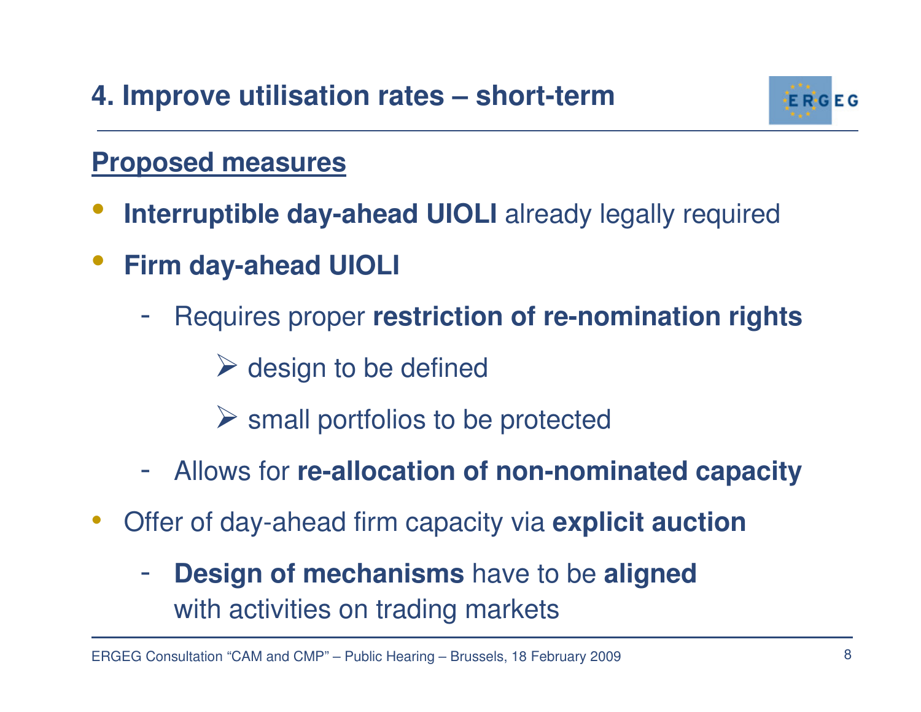# 4. Improve utilisation rates – short-term

**Proposed measures**

- **Interruptible day-ahead UIOLI** already legally required
- **Firm day-ahead UIOLI**
  - Requires proper **restriction of re-nomination rights**
    - design to be defined
    - small portfolios to be protected
  - Allows for **re-allocation of non-nominated capacity**
- Offer of day-ahead firm capacity via **explicit auction**
  - **Design of mechanisms** have to be **aligned** with activities on trading markets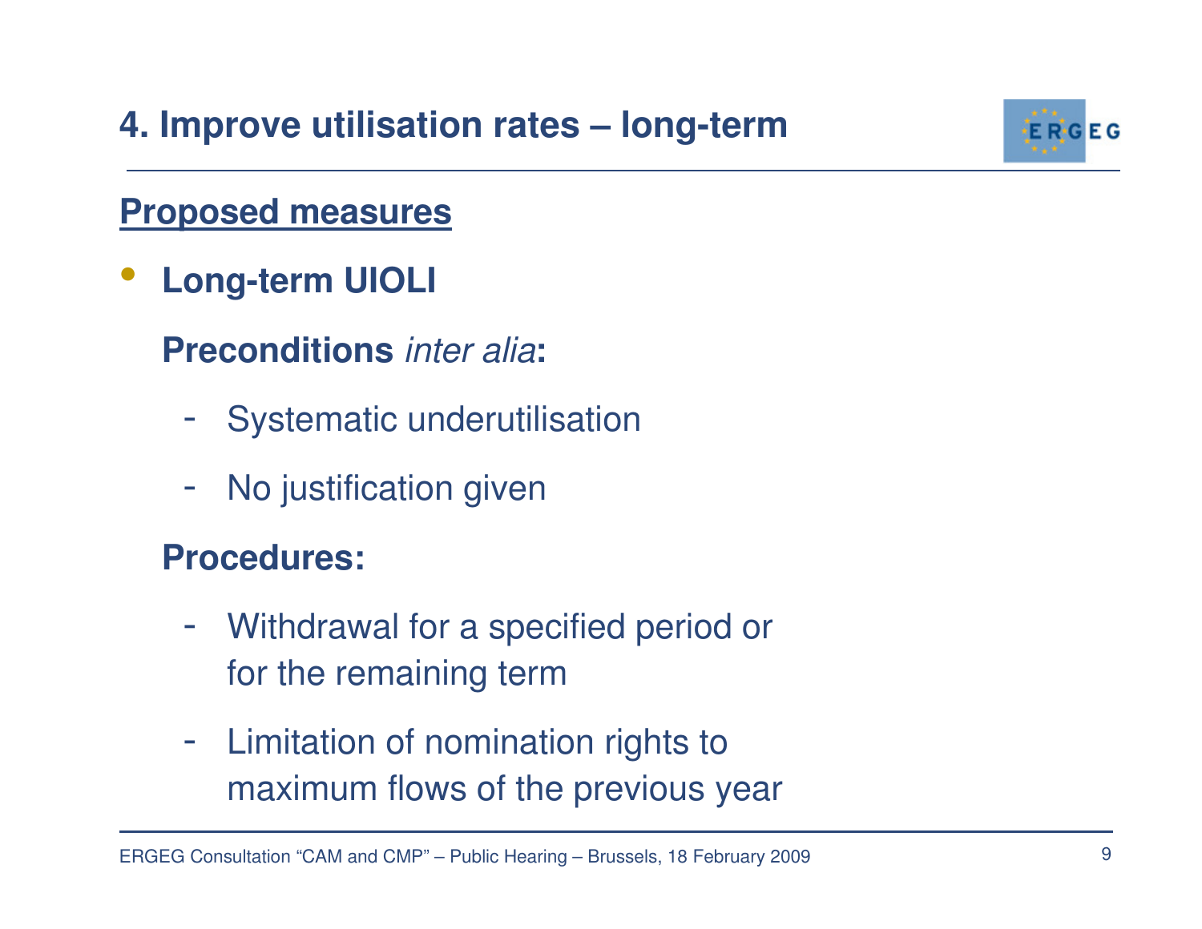# 4. Improve utilisation rates – long-term

**Proposed measures**

- **Long-term UIOLI**

  **Preconditions** *inter alia***:**

  - Systematic underutilisation
  - No justification given

  **Procedures:**

  - Withdrawal for a specified period or for the remaining term
  - Limitation of nomination rights to maximum flows of the previous year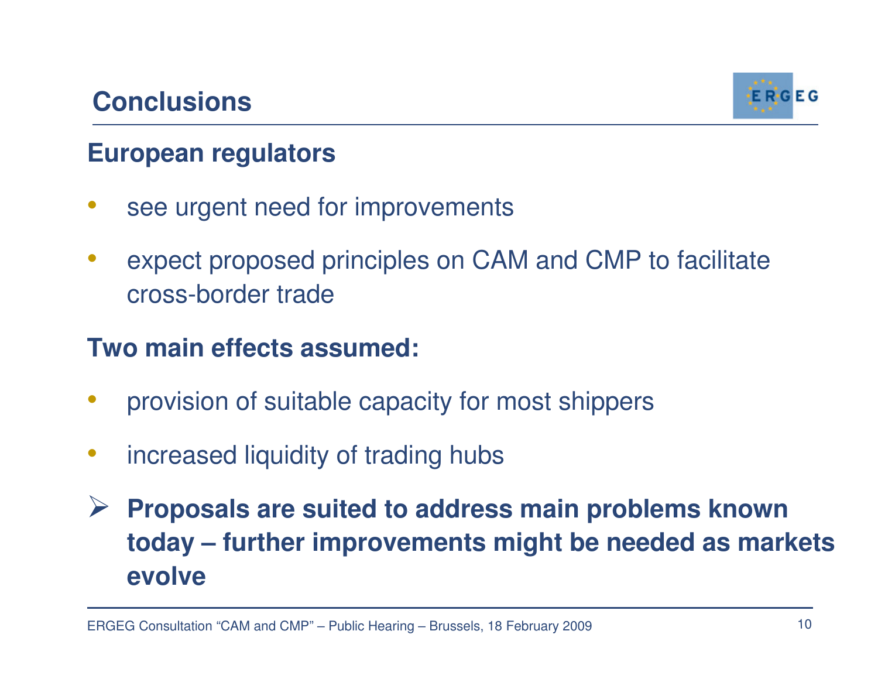# Conclusions

## European regulators

- see urgent need for improvements
- expect proposed principles on CAM and CMP to facilitate cross-border trade

## Two main effects assumed:

- provision of suitable capacity for most shippers
- increased liquidity of trading hubs

➢ **Proposals are suited to address main problems known today – further improvements might be needed as markets evolve**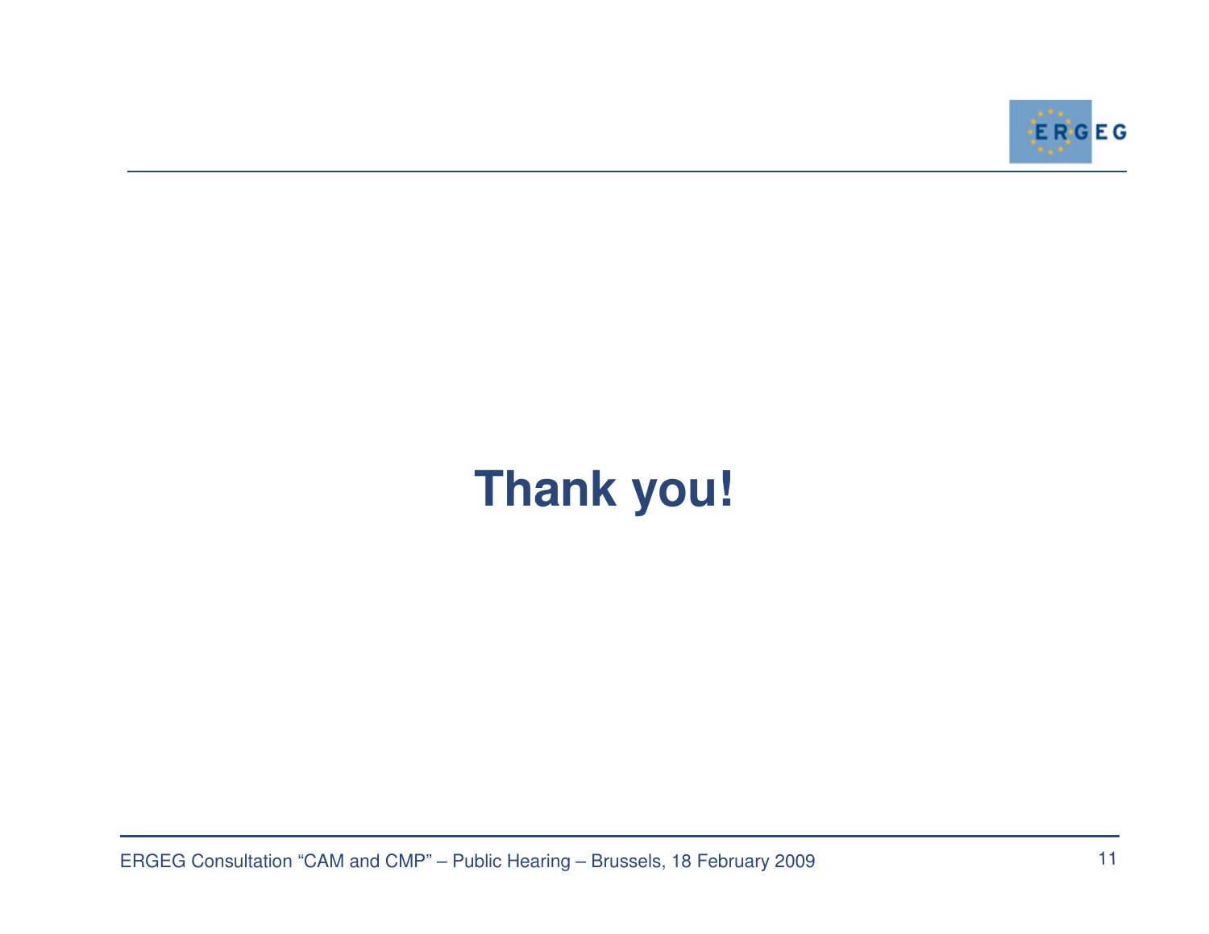# Thank you!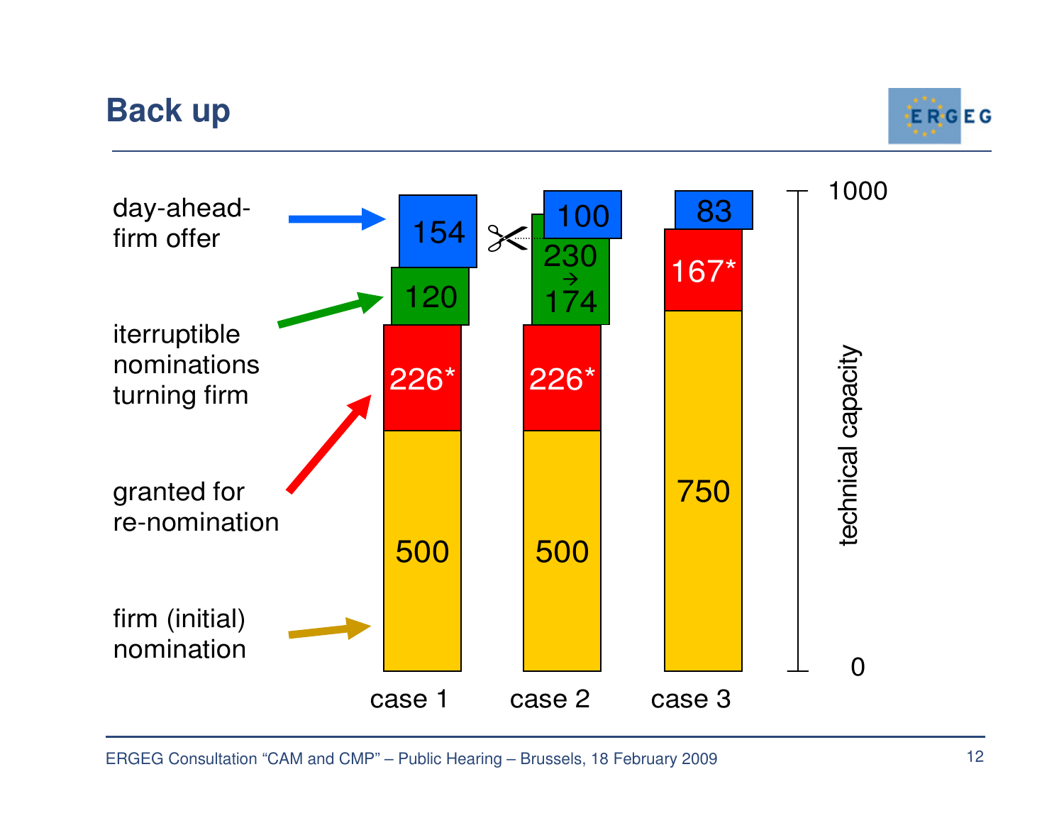# Back up

day-ahead-firm offer

iterruptible nominations turning firm

granted for re-nomination

firm (initial) nomination

| | case 1 | case 2 | case 3 |
|---|---|---|---|
| day-ahead-firm offer | 154 | 100 | 83 |
| iterruptible nominations turning firm | 120 | 230 → 174 | |
| granted for re-nomination | 226* | 226* | 167* |
| firm (initial) nomination | 500 | 500 | 750 |

technical capacity: 0 – 1000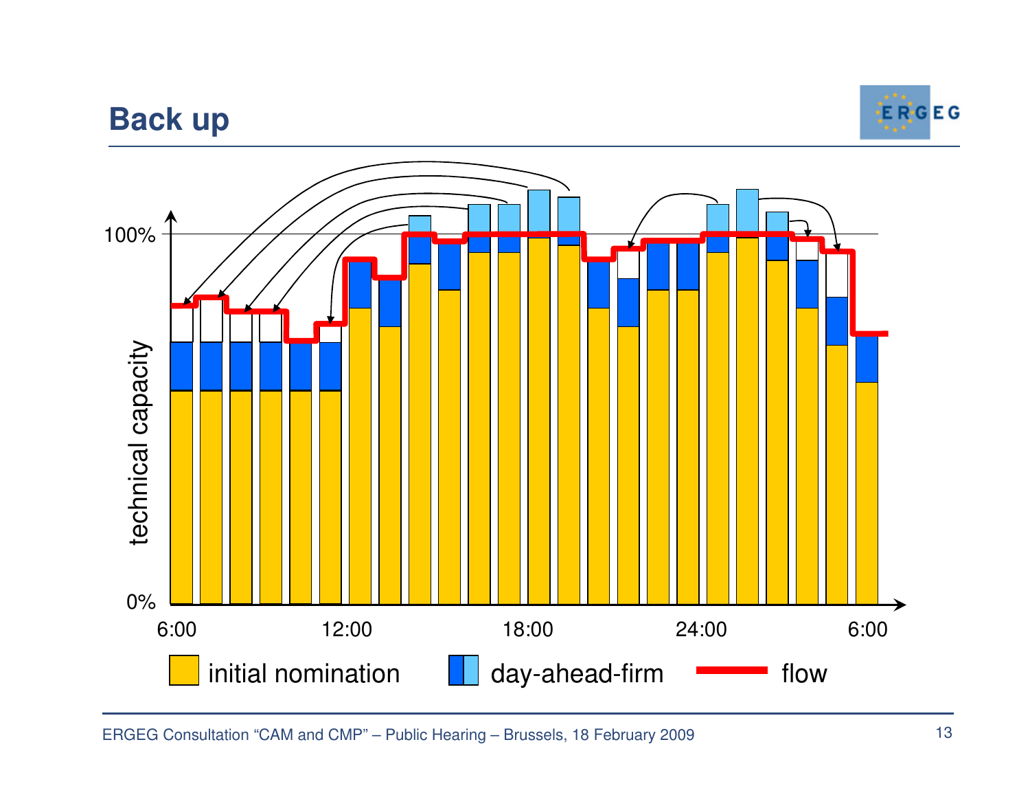## Back up

100%

technical capacity

0%

6:00

12:00

18:00

24:00

6:00

initial nomination

day-ahead-firm

flow